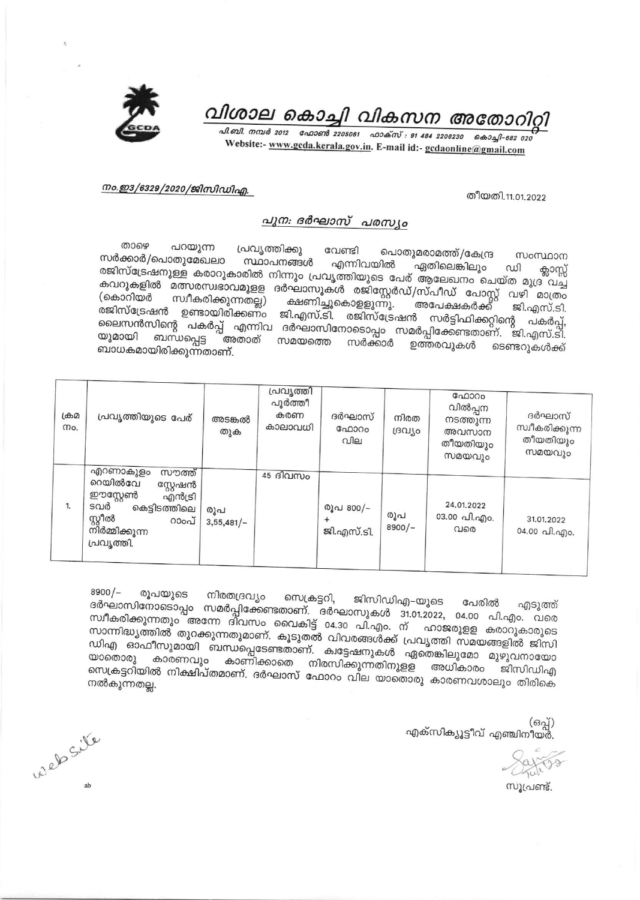# വിശാല കൊച്ചി വികസന അതോറിറ്റി

പി.ബി. നമ്പർ 2012 ഫോൺ 2205061 ഫാക്സ് : 91 484 2206230 കൊച്ചി-682 020
Website:- www.gcda.kerala.gov.in. E-mail id:- gcdaonline@gmail.com

നം.ഇ3/6329/2020/ജിസിഡിഎ.

തീയതി.11.01.2022

## പുന: ദർഘാസ് പരസ്യം

താഴെ പറയുന്ന പ്രവൃത്തിക്കു വേണ്ടി പൊതുമരാമത്ത്/കേന്ദ്ര സംസ്ഥാന സർക്കാർ/പൊതുമേഖലാ സ്ഥാപനങ്ങൾ എന്നിവയിൽ ഏതിലെങ്കിലും ഡി ക്ലാസ്സ് രജിസ്ട്രേഷനുള്ള കരാറുകാരിൽ നിന്നും പ്രവൃത്തിയുടെ പേര് ആലേഖനം ചെയ്ത മുദ്ര വച്ച കവറുകളിൽ മത്സരസ്വഭാവമുള്ള ദർഘാസുകൾ രജിസ്റ്റേർഡ്/സ്പീഡ് പോസ്റ്റ് വഴി മാത്രം (കൊറിയർ സ്വീകരിക്കുന്നതല്ല) ക്ഷണിച്ചുകൊള്ളുന്നു. അപേക്ഷകർക്ക് ജി.എസ്.ടി. രജിസ്ട്രേഷൻ ഉണ്ടായിരിക്കണം ജി.എസ്.ടി. രജിസ്ട്രേഷൻ സർട്ടിഫിക്കറ്റിന്റെ പകർപ്പ്, ലൈസൻസിന്റെ പകർപ്പ് എന്നിവ ദർഘാസിനോടൊപ്പം സമർപ്പിക്കേണ്ടതാണ്. ജി.എസ്.ടി. യുമായി ബന്ധപ്പെട്ട അതാത് സമയത്തെ സർക്കാർ ഉത്തരവുകൾ ടെണ്ടറുകൾക്ക് ബാധകമായിരിക്കുന്നതാണ്.

| ക്രമ നം. | പ്രവൃത്തിയുടെ പേര് | അടങ്കൽ തുക | പ്രവൃത്തി പൂർത്തീ കരണ കാലാവധി | ദർഘാസ് ഫോറം വില | നിരത ദ്രവ്യം | ഫോറം വിൽപ്പന നടത്തുന്ന അവസാന തീയതിയും സമയവും | ദർഘാസ് സ്വീകരിക്കുന്ന തീയതിയും സമയവും |
|---|---|---|---|---|---|---|---|
| 1. | എറണാകുളം സൗത്ത് റെയിൽവേ സ്റ്റേഷൻ ഈസ്റ്റേൺ എൻട്രി ടവർ കെട്ടിടത്തിലെ സ്റ്റീൽ റാംപ് നിർമ്മിക്കുന്ന പ്രവൃത്തി. | രൂപ 3,55,481/- | 45 ദിവസം | രൂപ 800/- + ജി.എസ്.ടി. | രൂപ 8900/- | 24.01.2022 03.00 പി.എം. വരെ | 31.01.2022 04.00 പി.എം. |

8900/- രൂപയുടെ നിരതദ്രവ്യം സെക്രട്ടറി, ജിസിഡിഎ-യുടെ പേരിൽ എടുത്ത് ദർഘാസിനോടൊപ്പം സമർപ്പിക്കേണ്ടതാണ്. ദർഘാസുകൾ 31.01.2022, 04.00 പി.എം. വരെ സ്വീകരിക്കുന്നതും അന്നേ ദിവസം വൈകിട്ട് 04.30 പി.എം. ന് ഹാജരുള്ള കരാറുകാരുടെ സാന്നിദ്ധ്യത്തിൽ തുറക്കുന്നതുമാണ്. കൂടുതൽ വിവരങ്ങൾക്ക് പ്രവൃത്തി സമയങ്ങളിൽ ജിസിഡിഎ ഓഫീസുമായി ബന്ധപ്പെടേണ്ടതാണ്. ക്വട്ടേഷനുകൾ ഏതെങ്കിലുമോ മുഴുവനായോ യാതൊരു കാരണവും കാണിക്കാതെ നിരസിക്കുന്നതിനുള്ള അധികാരം ജിസിഡിഎ സെക്രട്ടറിയിൽ നിക്ഷിപ്തമാണ്. ദർഘാസ് ഫോറം വില യാതൊരു കാരണവശാലും തിരികെ നൽകുന്നതല്ല.

(ഒപ്പ്)
എക്സിക്യൂട്ടീവ് എഞ്ചിനീയർ.

സൂപ്രണ്ട്.

web site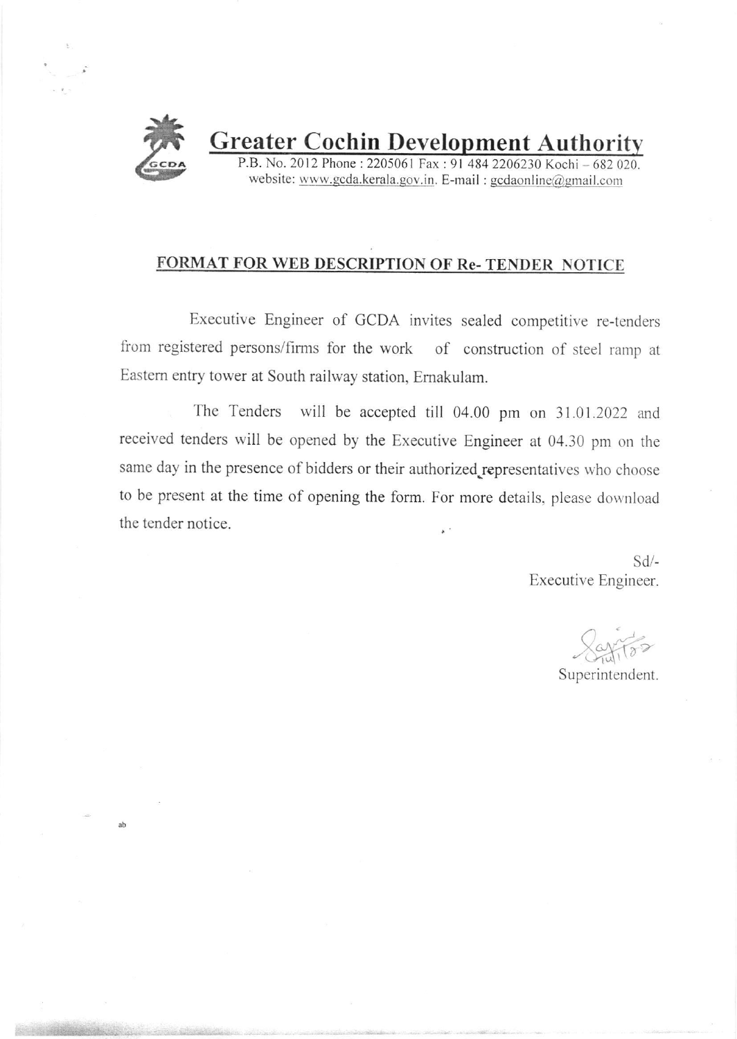# Greater Cochin Development Authority

P.B. No. 2012 Phone : 2205061 Fax : 91 484 2206230 Kochi – 682 020.
website: www.gcda.kerala.gov.in. E-mail : gcdaonline@gmail.com

## FORMAT FOR WEB DESCRIPTION OF Re- TENDER NOTICE

Executive Engineer of GCDA invites sealed competitive re-tenders from registered persons/firms for the work of construction of steel ramp at Eastern entry tower at South railway station, Ernakulam.

The Tenders will be accepted till 04.00 pm on 31.01.2022 and received tenders will be opened by the Executive Engineer at 04.30 pm on the same day in the presence of bidders or their authorized representatives who choose to be present at the time of opening the form. For more details, please download the tender notice.

Sd/-
Executive Engineer.

Superintendent.

ab